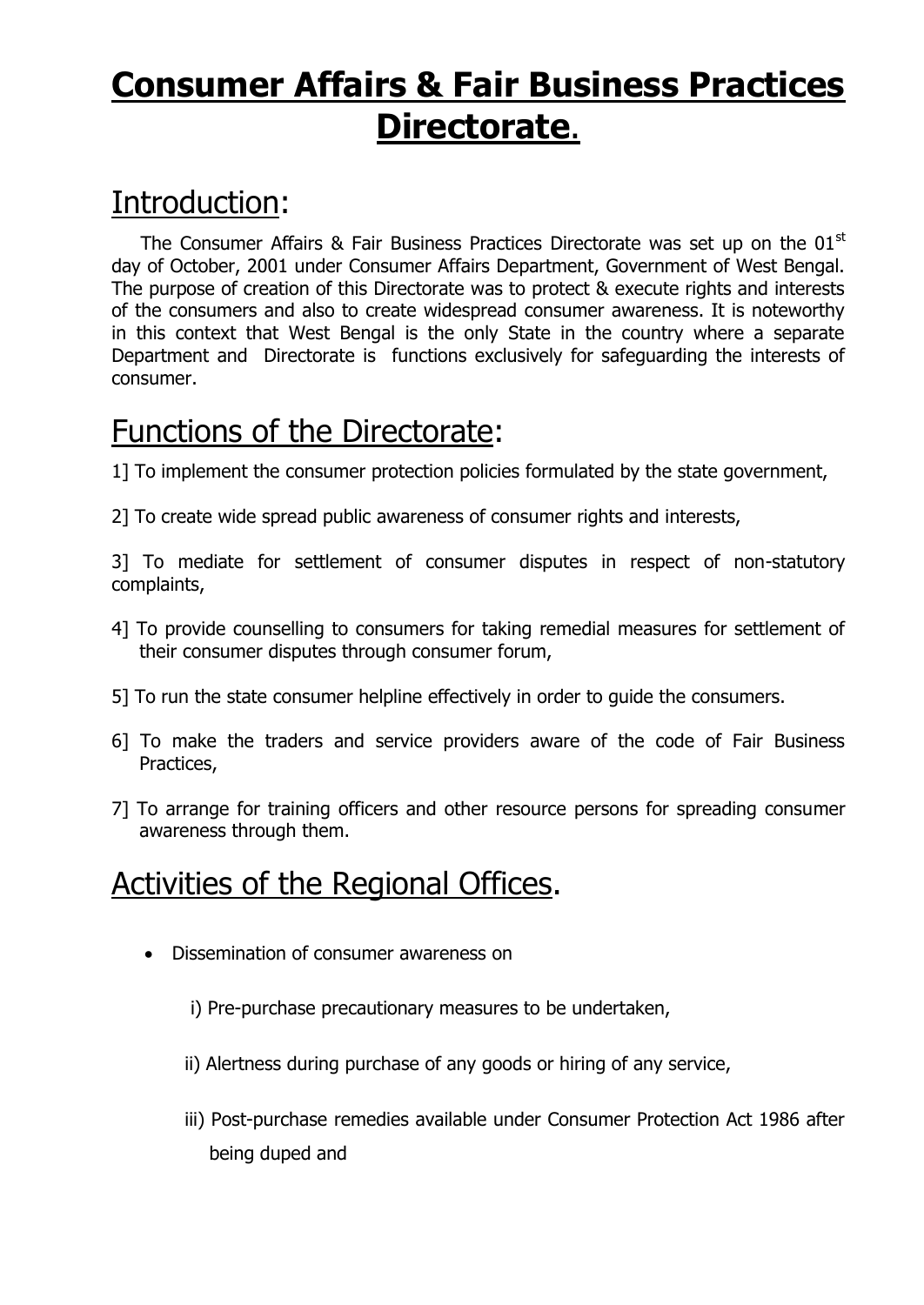# Consumer Affairs & Fair Business Practices Directorate.

## Introduction:

The Consumer Affairs & Fair Business Practices Directorate was set up on the 01st day of October, 2001 under Consumer Affairs Department, Government of West Bengal. The purpose of creation of this Directorate was to protect & execute rights and interests of the consumers and also to create widespread consumer awareness. It is noteworthy in this context that West Bengal is the only State in the country where a separate Department and Directorate is functions exclusively for safeguarding the interests of consumer.

## Functions of the Directorate:

1] To implement the consumer protection policies formulated by the state government,

2] To create wide spread public awareness of consumer rights and interests,

3] To mediate for settlement of consumer disputes in respect of non-statutory complaints,

4] To provide counselling to consumers for taking remedial measures for settlement of their consumer disputes through consumer forum,

5] To run the state consumer helpline effectively in order to guide the consumers.

6] To make the traders and service providers aware of the code of Fair Business Practices,

7] To arrange for training officers and other resource persons for spreading consumer awareness through them.

## Activities of the Regional Offices.

- Dissemination of consumer awareness on

    i) Pre-purchase precautionary measures to be undertaken,

    ii) Alertness during purchase of any goods or hiring of any service,

    iii) Post-purchase remedies available under Consumer Protection Act 1986 after being duped and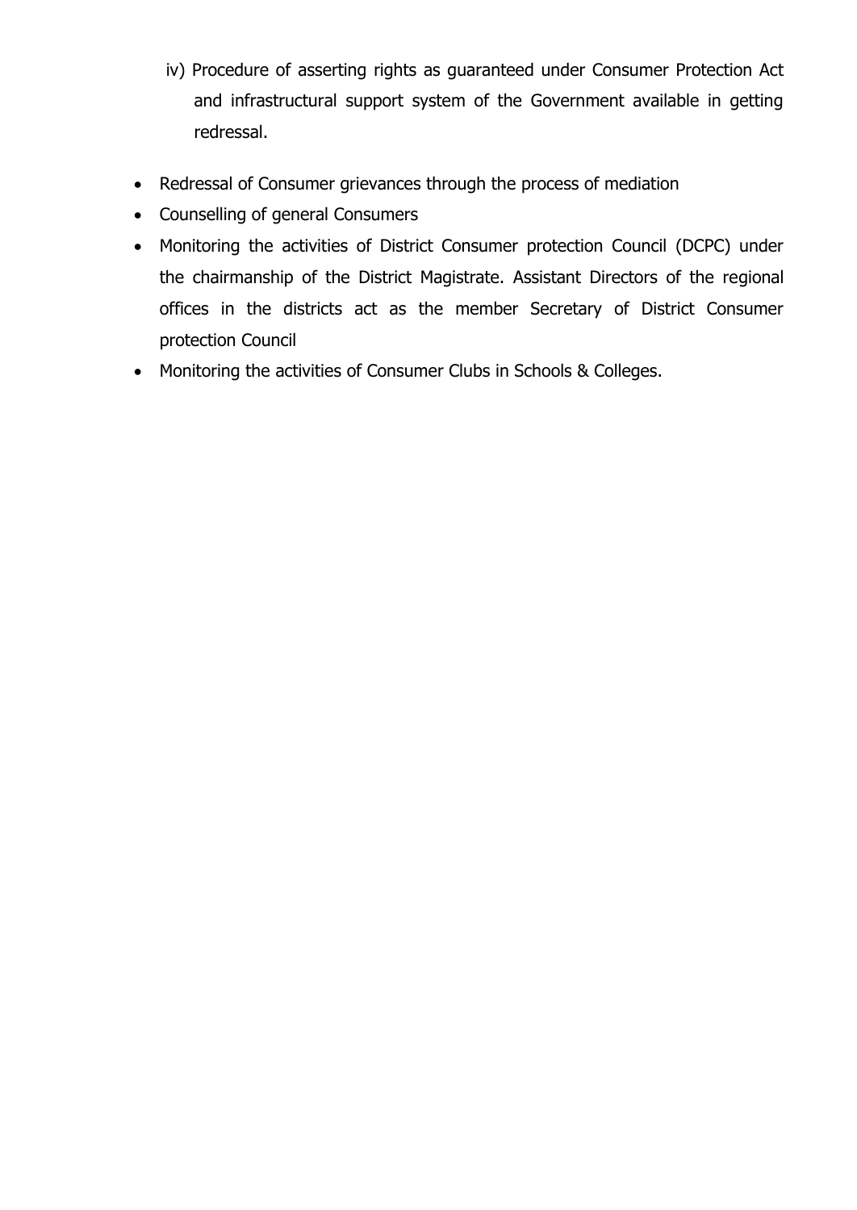iv) Procedure of asserting rights as guaranteed under Consumer Protection Act and infrastructural support system of the Government available in getting redressal.

- Redressal of Consumer grievances through the process of mediation
- Counselling of general Consumers
- Monitoring the activities of District Consumer protection Council (DCPC) under the chairmanship of the District Magistrate. Assistant Directors of the regional offices in the districts act as the member Secretary of District Consumer protection Council
- Monitoring the activities of Consumer Clubs in Schools & Colleges.